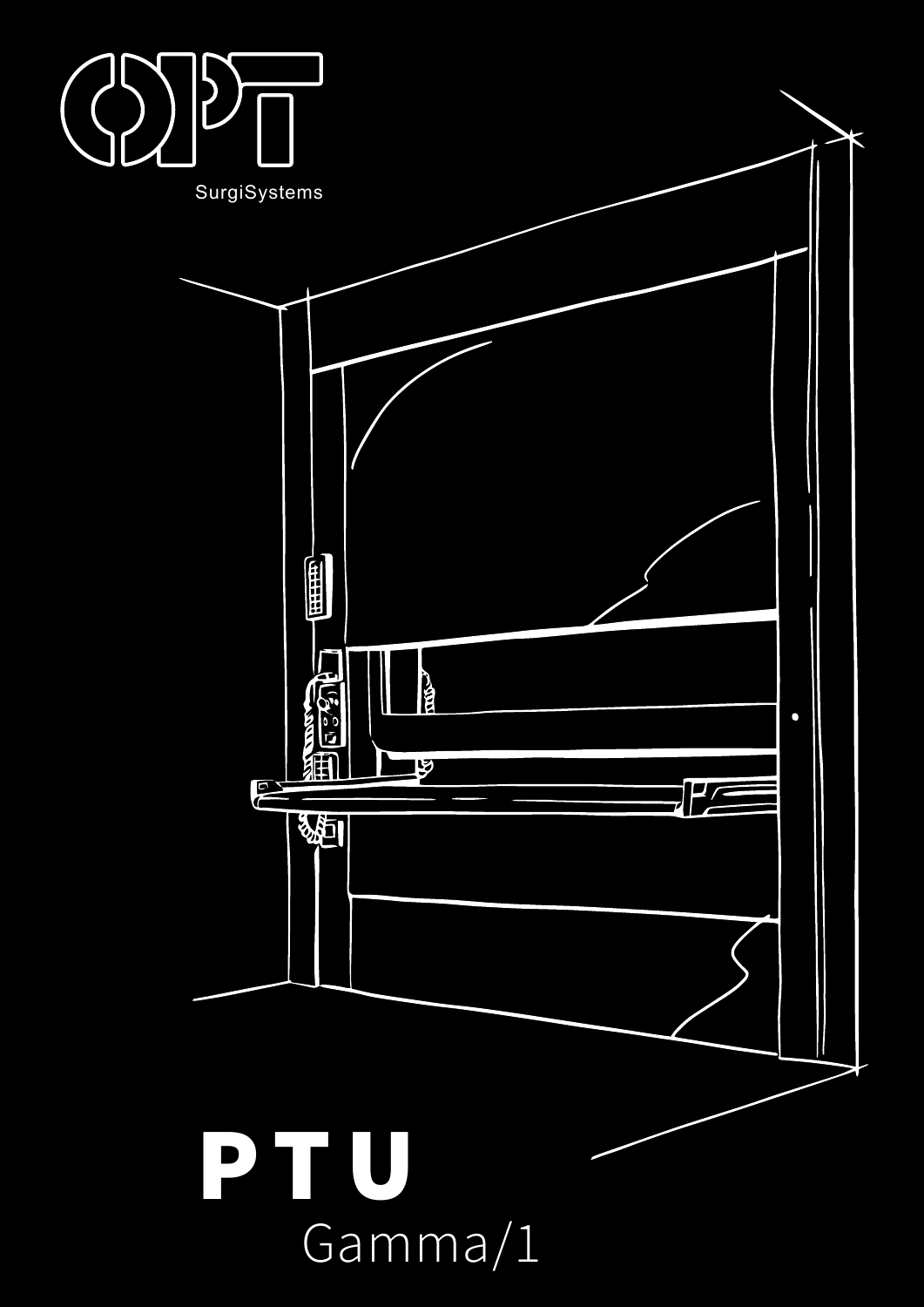OPT

SurgiSystems

# PTU

Gamma/1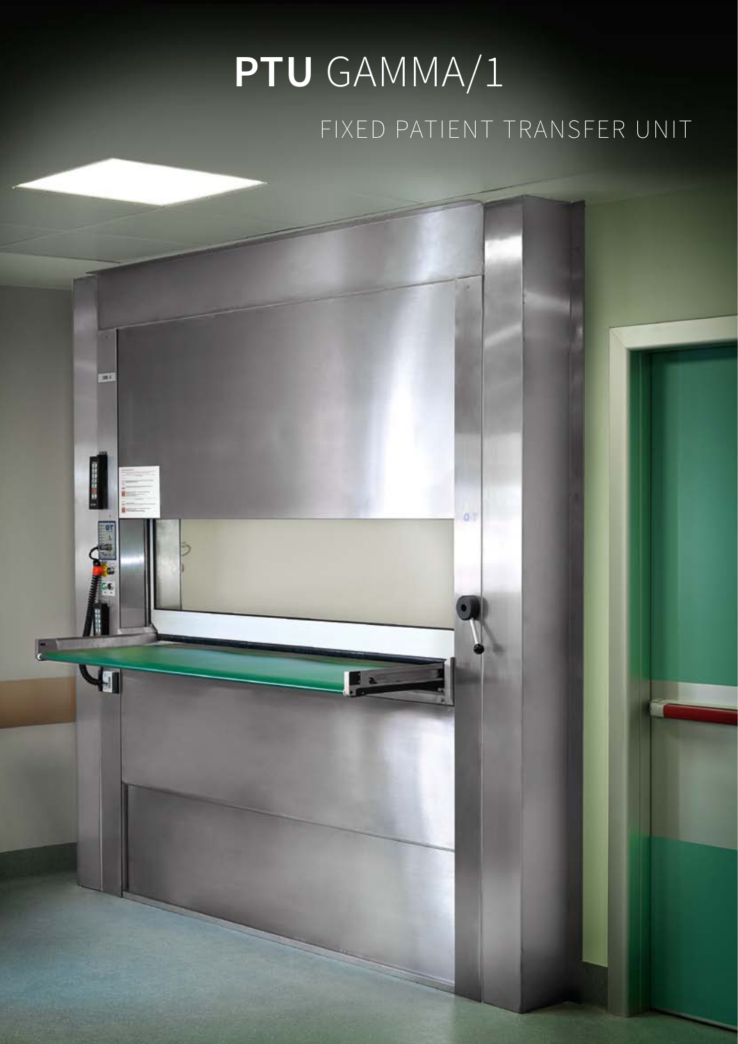# **PTU** GAMMA/1

FIXED PATIENT TRANSFER UNIT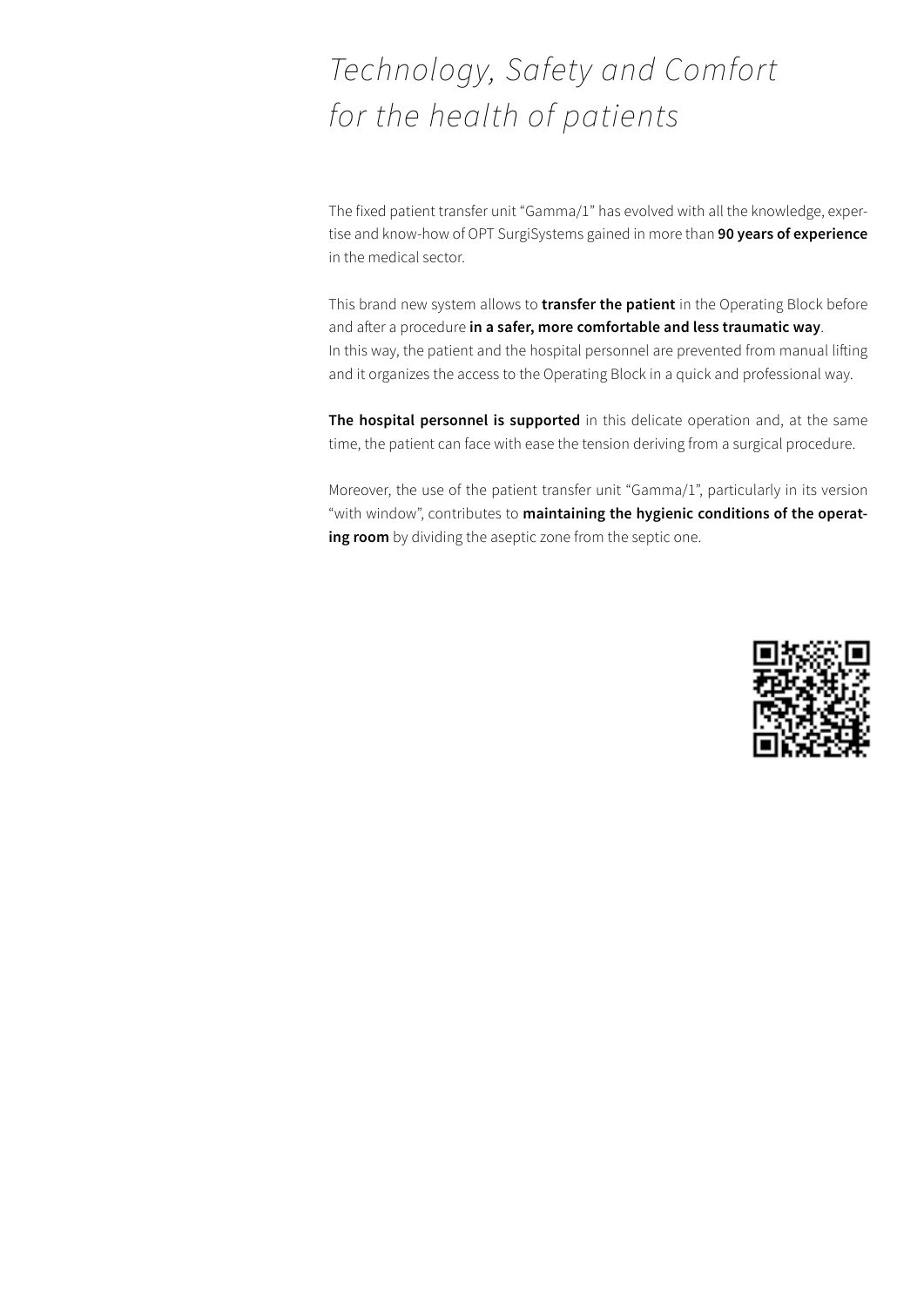# *Technology, Safety and Comfort for the health of patients*

The fixed patient transfer unit “Gamma/1” has evolved with all the knowledge, expertise and know-how of OPT SurgiSystems gained in more than **90 years of experience** in the medical sector.

This brand new system allows to **transfer the patient** in the Operating Block before and after a procedure **in a safer, more comfortable and less traumatic way**.
In this way, the patient and the hospital personnel are prevented from manual lifting and it organizes the access to the Operating Block in a quick and professional way.

**The hospital personnel is supported** in this delicate operation and, at the same time, the patient can face with ease the tension deriving from a surgical procedure.

Moreover, the use of the patient transfer unit “Gamma/1”, particularly in its version “with window”, contributes to **maintaining the hygienic conditions of the operating room** by dividing the aseptic zone from the septic one.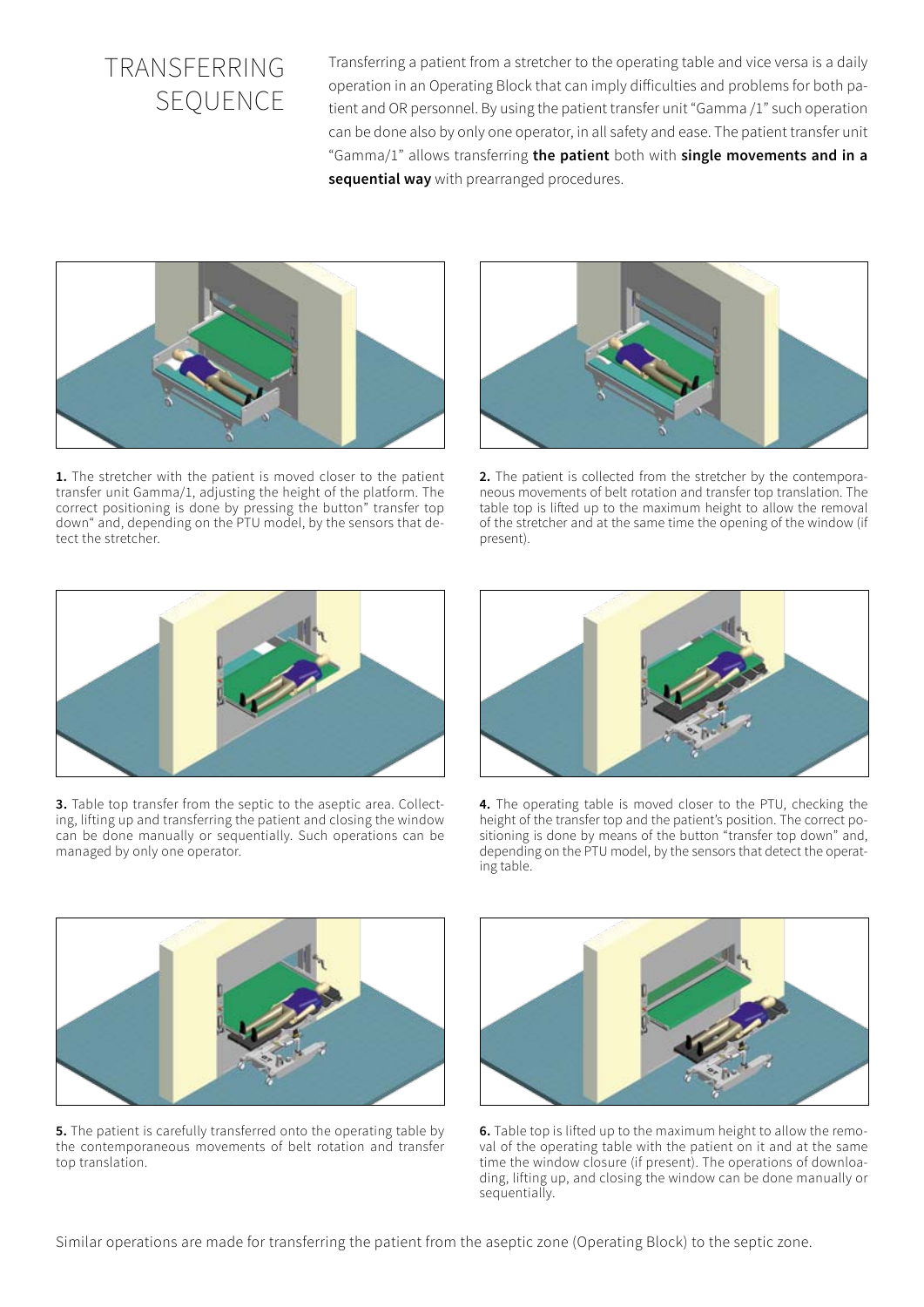# TRANSFERRING SEQUENCE

Transferring a patient from a stretcher to the operating table and vice versa is a daily operation in an Operating Block that can imply difficulties and problems for both patient and OR personnel. By using the patient transfer unit "Gamma /1" such operation can be done also by only one operator, in all safety and ease. The patient transfer unit "Gamma/1" allows transferring **the patient** both with **single movements and in a sequential way** with prearranged procedures.

**1.** The stretcher with the patient is moved closer to the patient transfer unit Gamma/1, adjusting the height of the platform. The correct positioning is done by pressing the button" transfer top down" and, depending on the PTU model, by the sensors that detect the stretcher.

**2.** The patient is collected from the stretcher by the contemporaneous movements of belt rotation and transfer top translation. The table top is lifted up to the maximum height to allow the removal of the stretcher and at the same time the opening of the window (if present).

**3.** Table top transfer from the septic to the aseptic area. Collecting, lifting up and transferring the patient and closing the window can be done manually or sequentially. Such operations can be managed by only one operator.

**4.** The operating table is moved closer to the PTU, checking the height of the transfer top and the patient's position. The correct positioning is done by means of the button "transfer top down" and, depending on the PTU model, by the sensors that detect the operating table.

**5.** The patient is carefully transferred onto the operating table by the contemporaneous movements of belt rotation and transfer top translation.

**6.** Table top is lifted up to the maximum height to allow the removal of the operating table with the patient on it and at the same time the window closure (if present). The operations of downloading, lifting up, and closing the window can be done manually or sequentially.

Similar operations are made for transferring the patient from the aseptic zone (Operating Block) to the septic zone.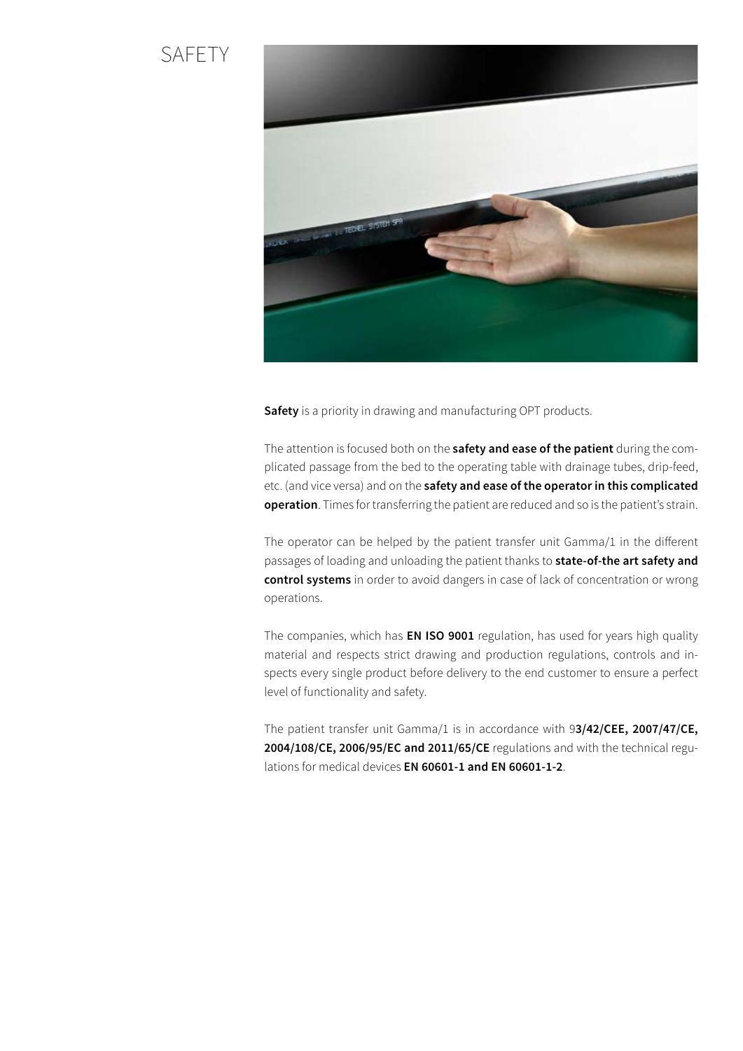# SAFETY

**Safety** is a priority in drawing and manufacturing OPT products.

The attention is focused both on the **safety and ease of the patient** during the complicated passage from the bed to the operating table with drainage tubes, drip-feed, etc. (and vice versa) and on the **safety and ease of the operator in this complicated operation**. Times for transferring the patient are reduced and so is the patient's strain.

The operator can be helped by the patient transfer unit Gamma/1 in the different passages of loading and unloading the patient thanks to **state-of-the art safety and control systems** in order to avoid dangers in case of lack of concentration or wrong operations.

The companies, which has **EN ISO 9001** regulation, has used for years high quality material and respects strict drawing and production regulations, controls and inspects every single product before delivery to the end customer to ensure a perfect level of functionality and safety.

The patient transfer unit Gamma/1 is in accordance with 9**3/42/CEE, 2007/47/CE, 2004/108/CE, 2006/95/EC and 2011/65/CE** regulations and with the technical regulations for medical devices **EN 60601-1 and EN 60601-1-2**.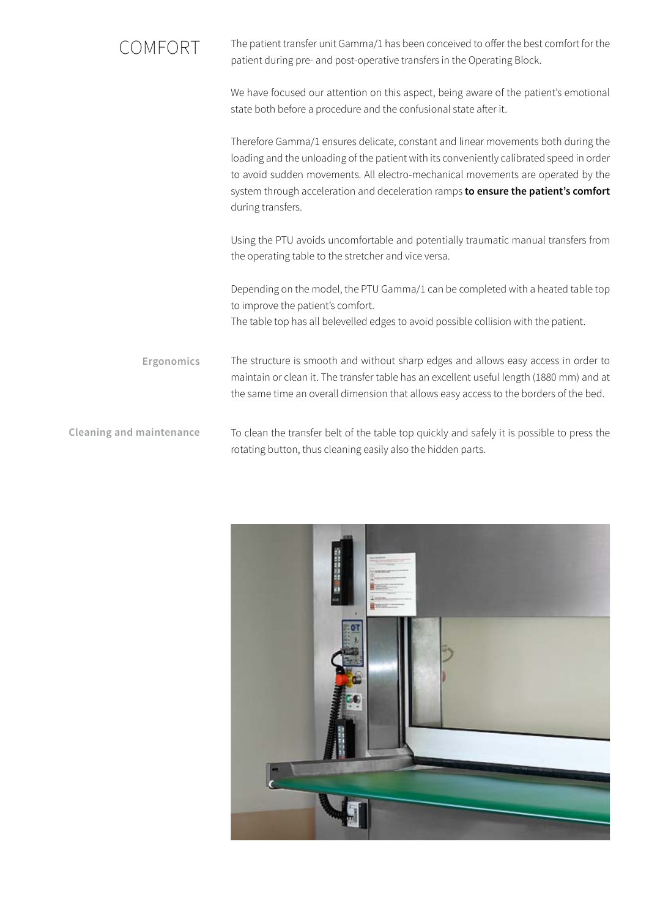# COMFORT

The patient transfer unit Gamma/1 has been conceived to offer the best comfort for the patient during pre- and post-operative transfers in the Operating Block.

We have focused our attention on this aspect, being aware of the patient's emotional state both before a procedure and the confusional state after it.

Therefore Gamma/1 ensures delicate, constant and linear movements both during the loading and the unloading of the patient with its conveniently calibrated speed in order to avoid sudden movements. All electro-mechanical movements are operated by the system through acceleration and deceleration ramps **to ensure the patient's comfort** during transfers.

Using the PTU avoids uncomfortable and potentially traumatic manual transfers from the operating table to the stretcher and vice versa.

Depending on the model, the PTU Gamma/1 can be completed with a heated table top to improve the patient's comfort.
The table top has all belevelled edges to avoid possible collision with the patient.

## Ergonomics

The structure is smooth and without sharp edges and allows easy access in order to maintain or clean it. The transfer table has an excellent useful length (1880 mm) and at the same time an overall dimension that allows easy access to the borders of the bed.

## Cleaning and maintenance

To clean the transfer belt of the table top quickly and safely it is possible to press the rotating button, thus cleaning easily also the hidden parts.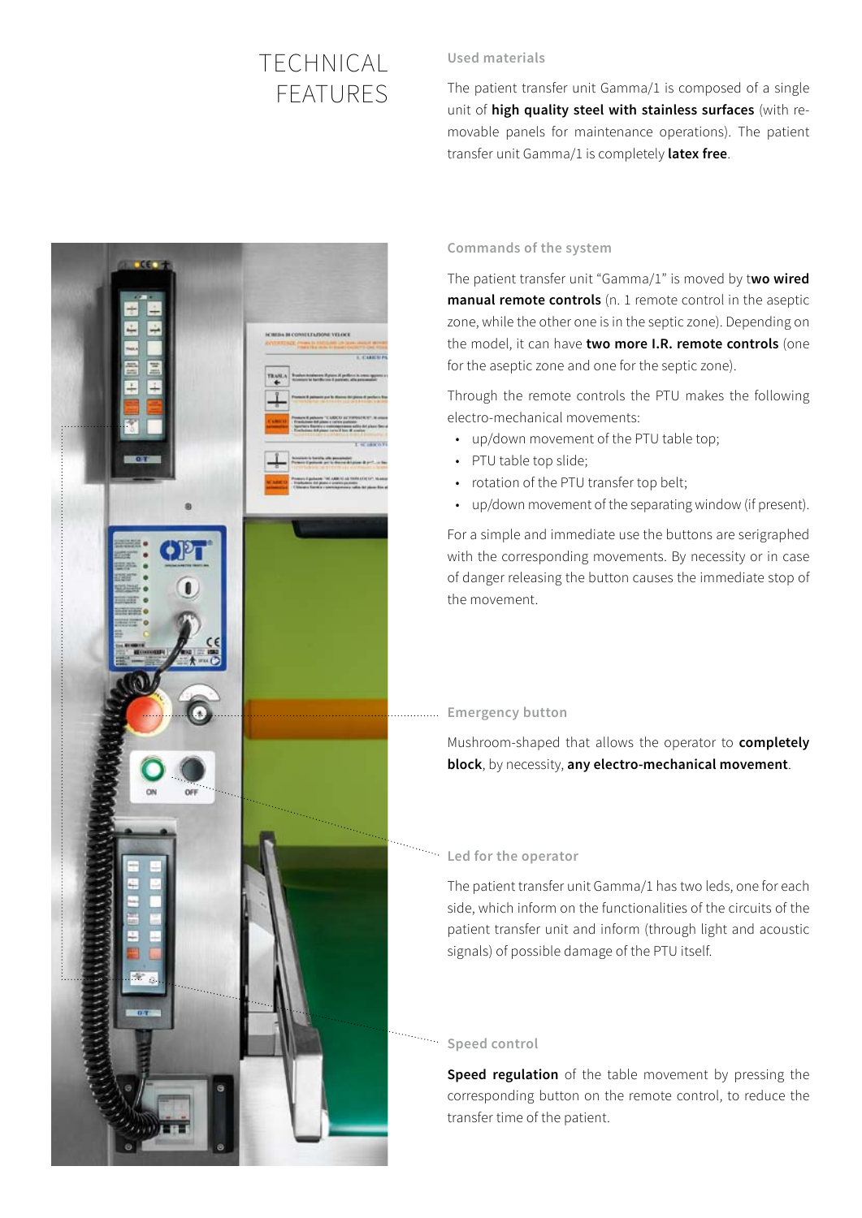# TECHNICAL FEATURES

### Used materials

The patient transfer unit Gamma/1 is composed of a single unit of **high quality steel with stainless surfaces** (with removable panels for maintenance operations). The patient transfer unit Gamma/1 is completely **latex free**.

### Commands of the system

The patient transfer unit "Gamma/1" is moved by t**wo wired manual remote controls** (n. 1 remote control in the aseptic zone, while the other one is in the septic zone). Depending on the model, it can have **two more I.R. remote controls** (one for the aseptic zone and one for the septic zone).

Through the remote controls the PTU makes the following electro-mechanical movements:

- up/down movement of the PTU table top;
- PTU table top slide;
- rotation of the PTU transfer top belt;
- up/down movement of the separating window (if present).

For a simple and immediate use the buttons are serigraphed with the corresponding movements. By necessity or in case of danger releasing the button causes the immediate stop of the movement.

### Emergency button

Mushroom-shaped that allows the operator to **completely block**, by necessity, **any electro-mechanical movement**.

### Led for the operator

The patient transfer unit Gamma/1 has two leds, one for each side, which inform on the functionalities of the circuits of the patient transfer unit and inform (through light and acoustic signals) of possible damage of the PTU itself.

### Speed control

**Speed regulation** of the table movement by pressing the corresponding button on the remote control, to reduce the transfer time of the patient.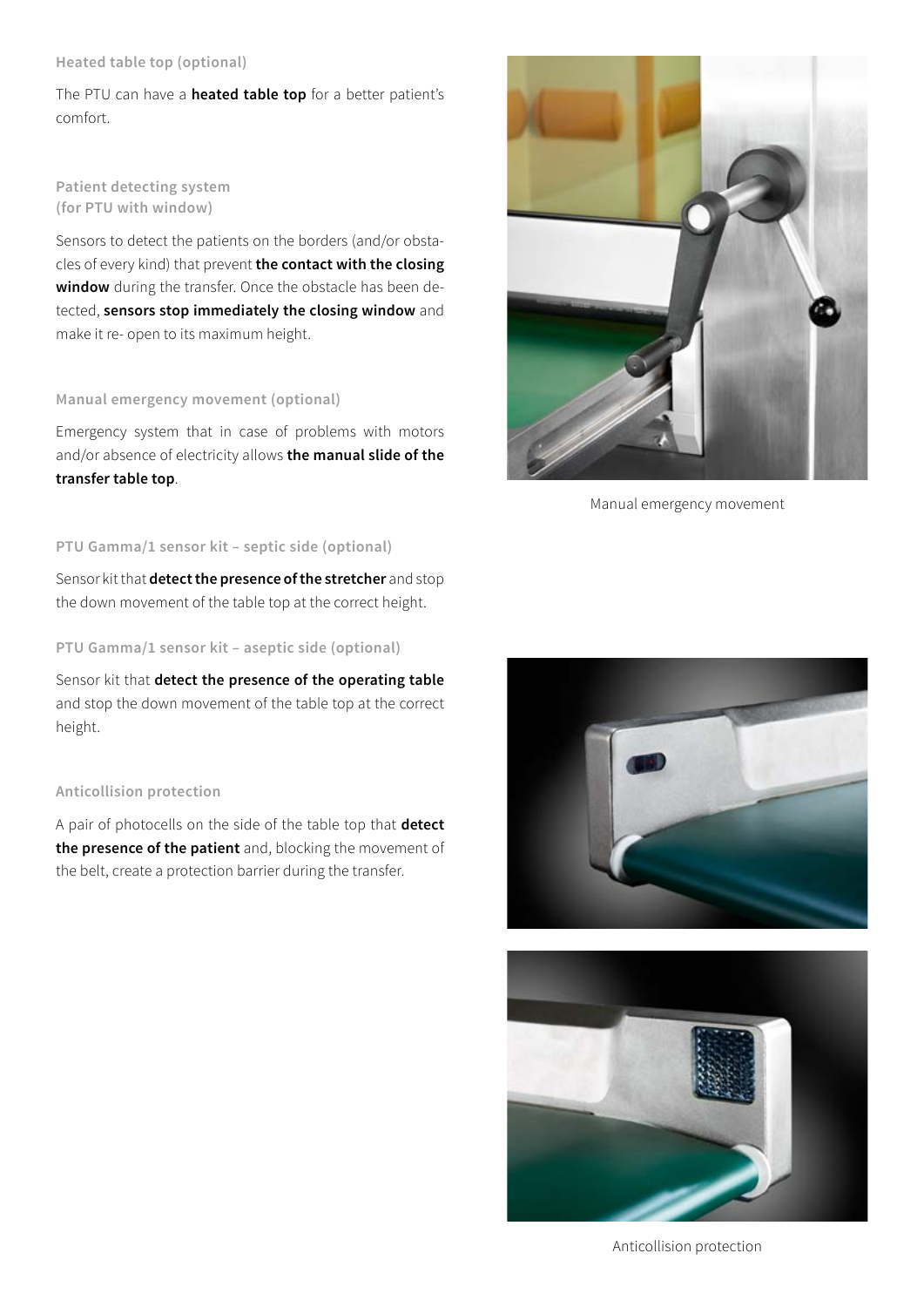### Heated table top (optional)

The PTU can have a **heated table top** for a better patient's comfort.

### Patient detecting system (for PTU with window)

Sensors to detect the patients on the borders (and/or obstacles of every kind) that prevent **the contact with the closing window** during the transfer. Once the obstacle has been detected, **sensors stop immediately the closing window** and make it re- open to its maximum height.

### Manual emergency movement (optional)

Emergency system that in case of problems with motors and/or absence of electricity allows **the manual slide of the transfer table top**.

Manual emergency movement

### PTU Gamma/1 sensor kit – septic side (optional)

Sensor kit that **detect the presence of the stretcher** and stop the down movement of the table top at the correct height.

### PTU Gamma/1 sensor kit – aseptic side (optional)

Sensor kit that **detect the presence of the operating table** and stop the down movement of the table top at the correct height.

### Anticollision protection

A pair of photocells on the side of the table top that **detect the presence of the patient** and, blocking the movement of the belt, create a protection barrier during the transfer.

Anticollision protection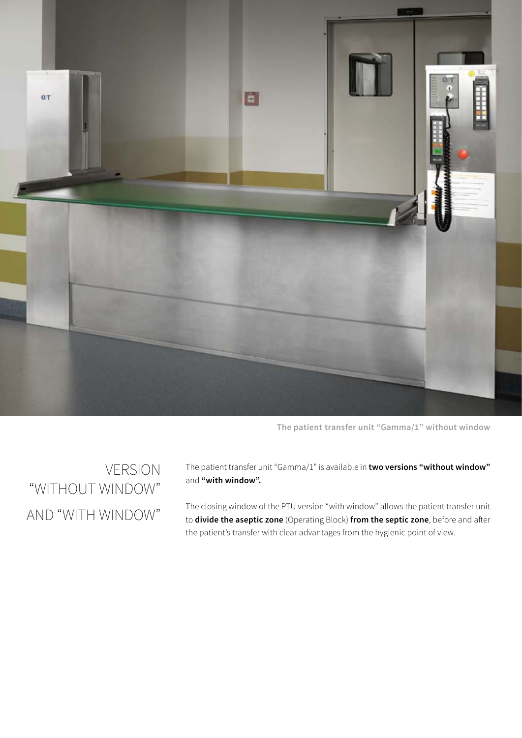The patient transfer unit "Gamma/1" without window

## VERSION "WITHOUT WINDOW" AND "WITH WINDOW"

The patient transfer unit "Gamma/1" is available in **two versions "without window"** and **"with window".**

The closing window of the PTU version "with window" allows the patient transfer unit to **divide the aseptic zone** (Operating Block) **from the septic zone**, before and after the patient's transfer with clear advantages from the hygienic point of view.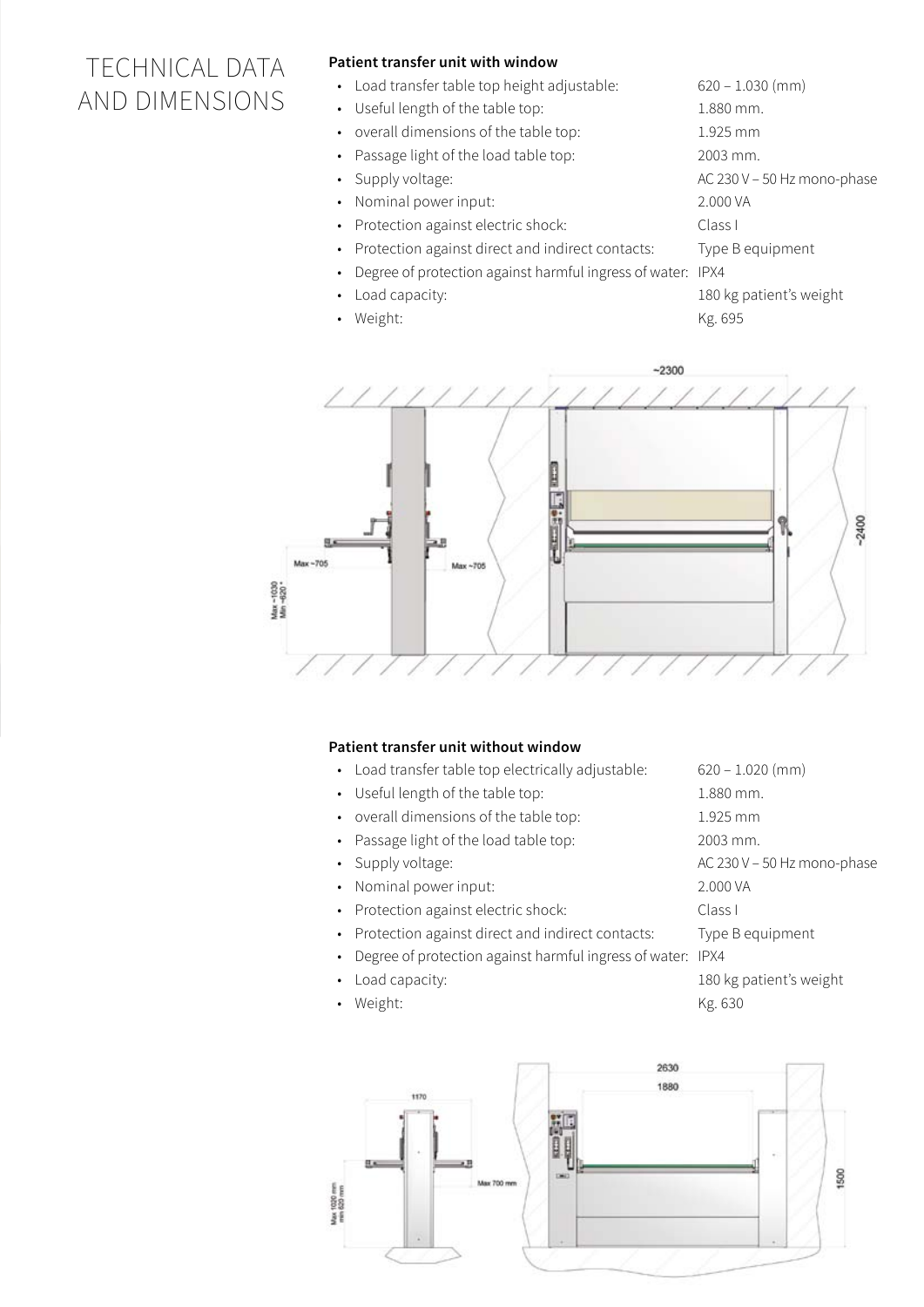# TECHNICAL DATA AND DIMENSIONS

**Patient transfer unit with window**

- Load transfer table top height adjustable: 620 – 1.030 (mm)
- Useful length of the table top: 1.880 mm.
- overall dimensions of the table top: 1.925 mm
- Passage light of the load table top: 2003 mm.
- Supply voltage: AC 230 V – 50 Hz mono-phase
- Nominal power input: 2.000 VA
- Protection against electric shock: Class I
- Protection against direct and indirect contacts: Type B equipment
- Degree of protection against harmful ingress of water: IPX4
- Load capacity: 180 kg patient's weight
- Weight: Kg. 695

**Patient transfer unit without window**

- Load transfer table top electrically adjustable: 620 – 1.020 (mm)
- Useful length of the table top: 1.880 mm.
- overall dimensions of the table top: 1.925 mm
- Passage light of the load table top: 2003 mm.
- Supply voltage: AC 230 V – 50 Hz mono-phase
- Nominal power input: 2.000 VA
- Protection against electric shock: Class I
- Protection against direct and indirect contacts: Type B equipment
- Degree of protection against harmful ingress of water: IPX4
- Load capacity: 180 kg patient's weight
- Weight: Kg. 630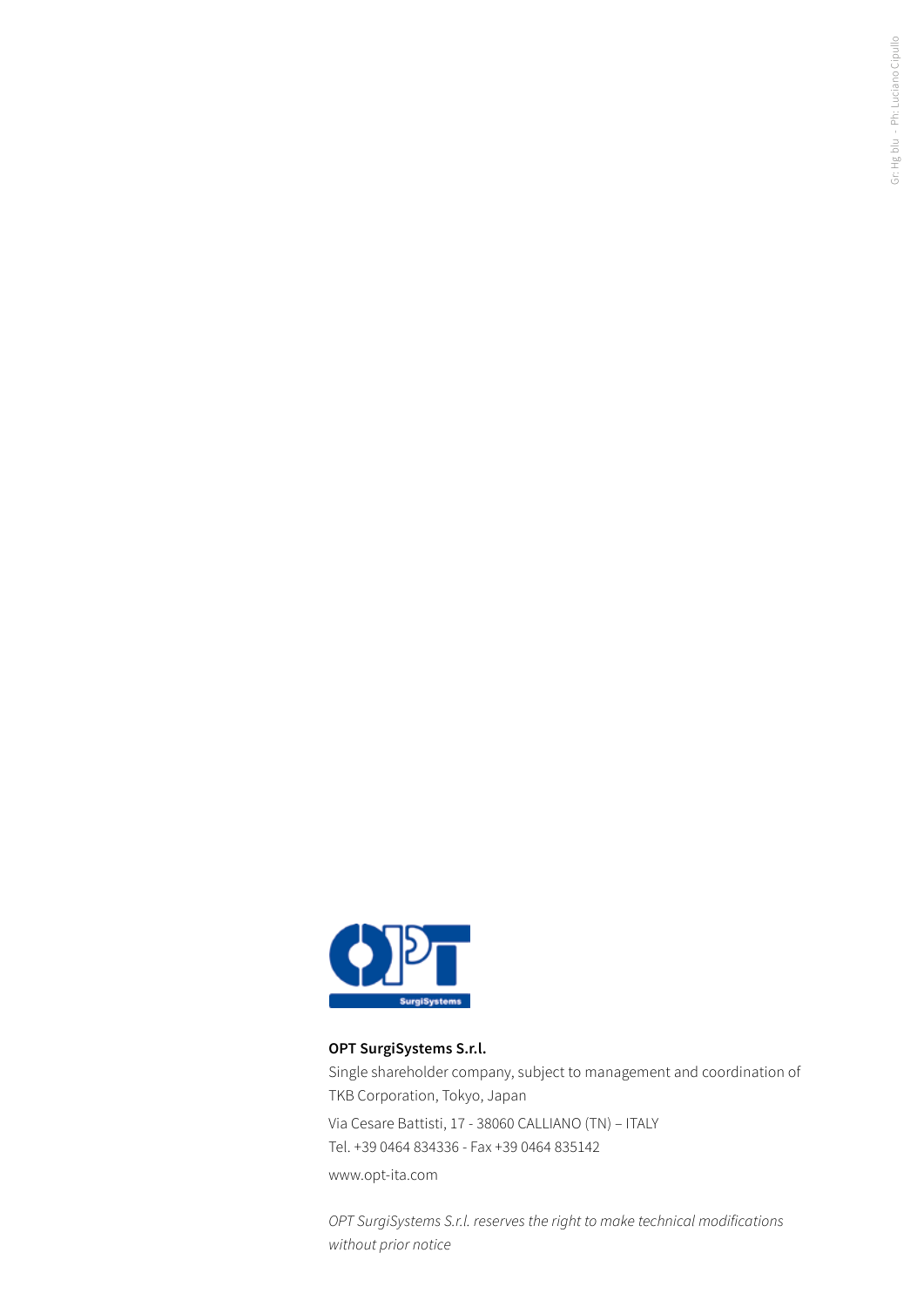**OPT SurgiSystems S.r.l.**

Single shareholder company, subject to management and coordination of TKB Corporation, Tokyo, Japan

Via Cesare Battisti, 17 - 38060 CALLIANO (TN) – ITALY
Tel. +39 0464 834336 - Fax +39 0464 835142

www.opt-ita.com

*OPT SurgiSystems S.r.l. reserves the right to make technical modifications without prior notice*

Gr: Hg blu - Ph: Luciano Cipullo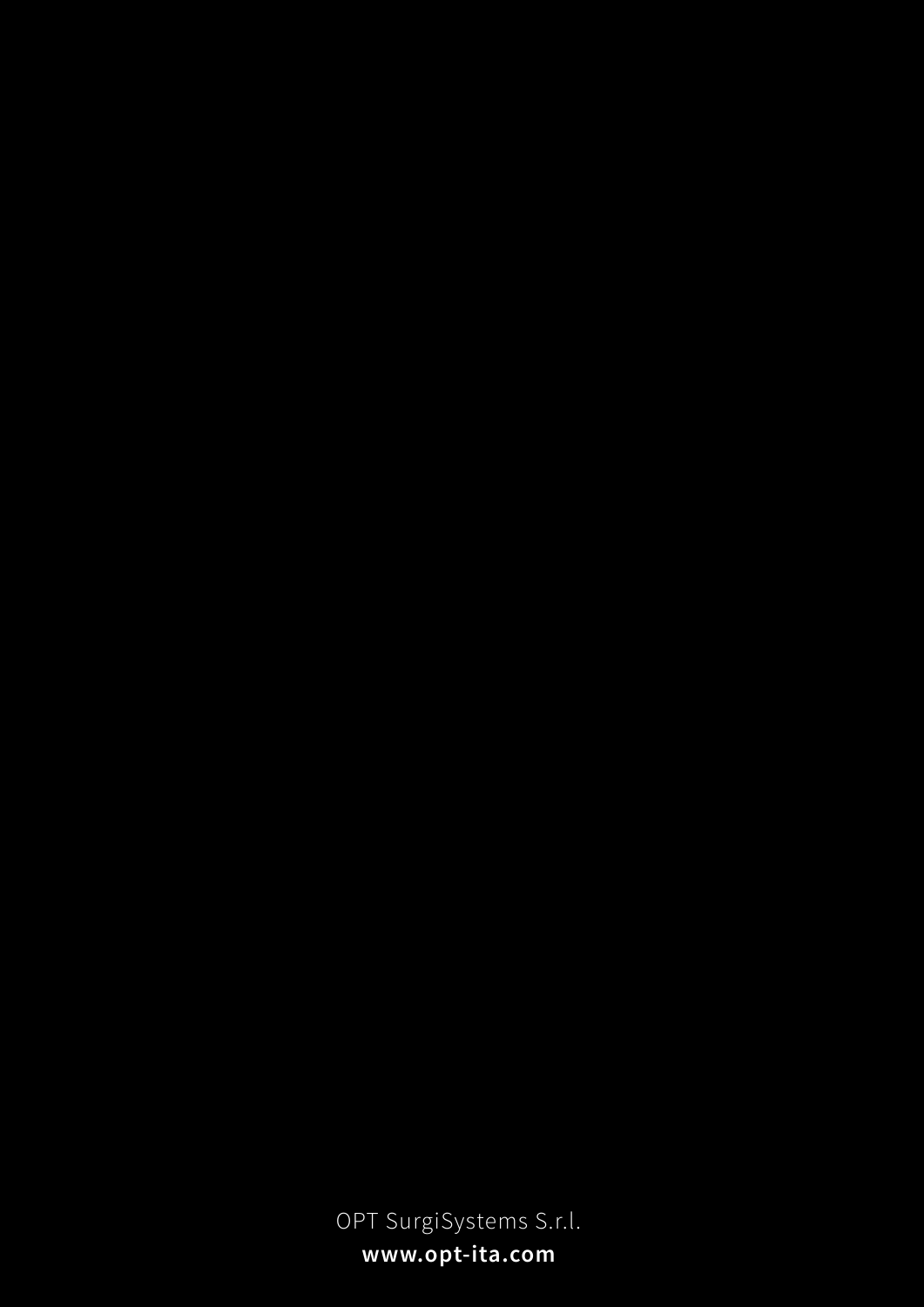OPT SurgiSystems S.r.l.

**www.opt-ita.com**